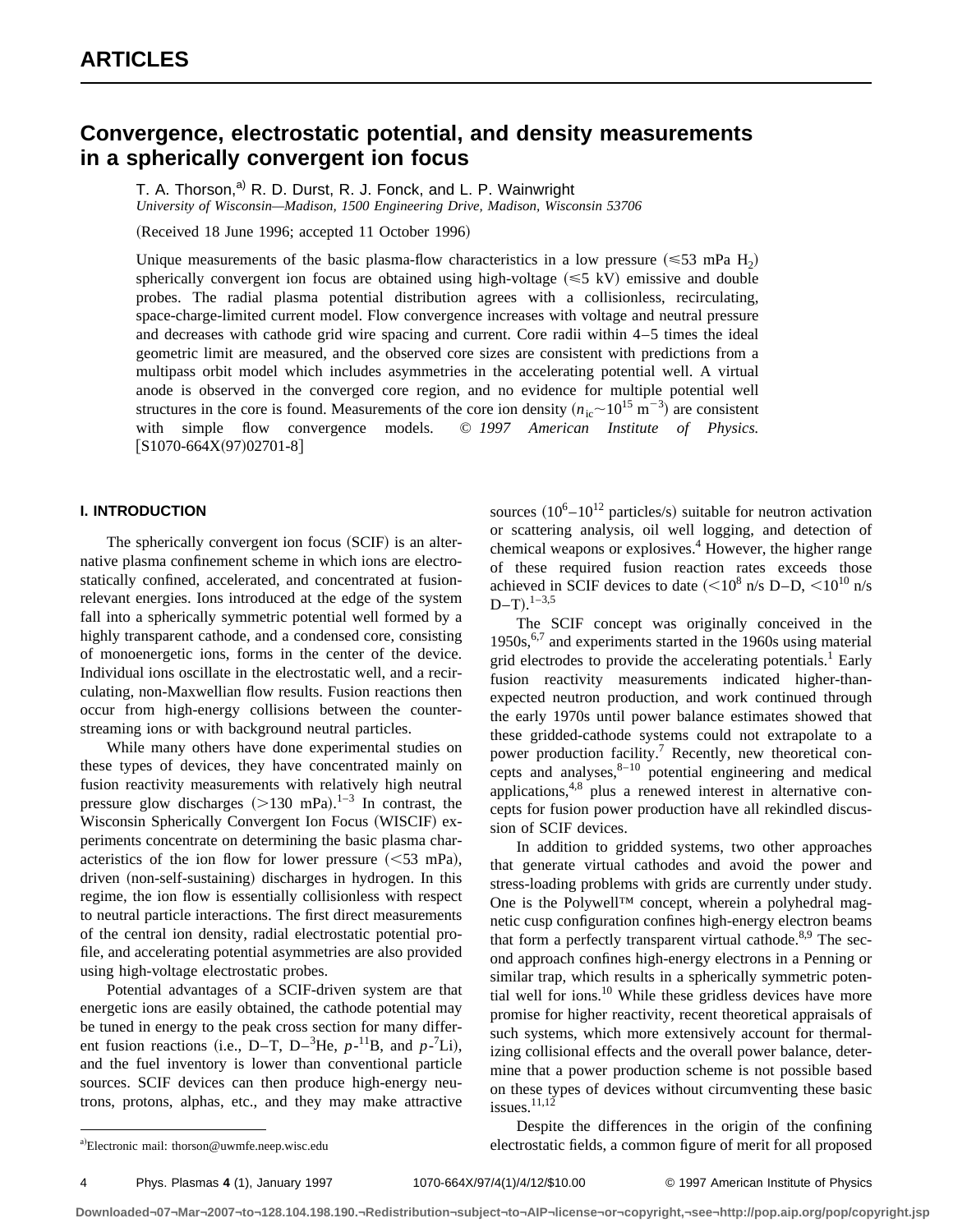# Convergence, electrostatic potential, and density measurements in a spherically convergent ion focus

T. A. Thorson,[a] R. D. Durst, R. J. Fonck, and L. P. Wainwright

*University of Wisconsin—Madison, 1500 Engineering Drive, Madison, Wisconsin 53706*

(Received 18 June 1996; accepted 11 October 1996)

Unique measurements of the basic plasma-flow characteristics in a low pressure ($\leqslant 53$ mPa $H_2$) spherically convergent ion focus are obtained using high-voltage ($\leqslant 5$ kV) emissive and double probes. The radial plasma potential distribution agrees with a collisionless, recirculating, space-charge-limited current model. Flow convergence increases with voltage and neutral pressure and decreases with cathode grid wire spacing and current. Core radii within 4–5 times the ideal geometric limit are measured, and the observed core sizes are consistent with predictions from a multipass orbit model which includes asymmetries in the accelerating potential well. A virtual anode is observed in the converged core region, and no evidence for multiple potential well structures in the core is found. Measurements of the core ion density ($n_{ic} \sim 10^{15}$ m$^{-3}$) are consistent with simple flow convergence models. © *1997 American Institute of Physics.* [S1070-664X(97)02701-8]

## I. INTRODUCTION

The spherically convergent ion focus (SCIF) is an alternative plasma confinement scheme in which ions are electrostatically confined, accelerated, and concentrated at fusion-relevant energies. Ions introduced at the edge of the system fall into a spherically symmetric potential well formed by a highly transparent cathode, and a condensed core, consisting of monoenergetic ions, forms in the center of the device. Individual ions oscillate in the electrostatic well, and a recirculating, non-Maxwellian flow results. Fusion reactions then occur from high-energy collisions between the counterstreaming ions or with background neutral particles.

While many others have done experimental studies on these types of devices, they have concentrated mainly on fusion reactivity measurements with relatively high neutral pressure glow discharges ($>130$ mPa).[1–3] In contrast, the Wisconsin Spherically Convergent Ion Focus (WISCIF) experiments concentrate on determining the basic plasma characteristics of the ion flow for lower pressure ($<53$ mPa), driven (non-self-sustaining) discharges in hydrogen. In this regime, the ion flow is essentially collisionless with respect to neutral particle interactions. The first direct measurements of the central ion density, radial electrostatic potential profile, and accelerating potential asymmetries are also provided using high-voltage electrostatic probes.

Potential advantages of a SCIF-driven system are that energetic ions are easily obtained, the cathode potential may be tuned in energy to the peak cross section for many different fusion reactions (i.e., D–T, D–$^3$He, $p$-$^{11}$B, and $p$-$^7$Li), and the fuel inventory is lower than conventional particle sources. SCIF devices can then produce high-energy neutrons, protons, alphas, etc., and they may make attractive sources ($10^6$–$10^{12}$ particles/s) suitable for neutron activation or scattering analysis, oil well logging, and detection of chemical weapons or explosives.[4] However, the higher range of these required fusion reaction rates exceeds those achieved in SCIF devices to date ($<10^8$ n/s D–D, $<10^{10}$ n/s D–T).[1–3,5]

The SCIF concept was originally conceived in the 1950s,[6,7] and experiments started in the 1960s using material grid electrodes to provide the accelerating potentials.[1] Early fusion reactivity measurements indicated higher-than-expected neutron production, and work continued through the early 1970s until power balance estimates showed that these gridded-cathode systems could not extrapolate to a power production facility.[7] Recently, new theoretical concepts and analyses,[8–10] potential engineering and medical applications,[4,8] plus a renewed interest in alternative concepts for fusion power production have all rekindled discussion of SCIF devices.

In addition to gridded systems, two other approaches that generate virtual cathodes and avoid the power and stress-loading problems with grids are currently under study. One is the Polywell™ concept, wherein a polyhedral magnetic cusp configuration confines high-energy electron beams that form a perfectly transparent virtual cathode.[8,9] The second approach confines high-energy electrons in a Penning or similar trap, which results in a spherically symmetric potential well for ions.[10] While these gridless devices have more promise for higher reactivity, recent theoretical appraisals of such systems, which more extensively account for thermalizing collisional effects and the overall power balance, determine that a power production scheme is not possible based on these types of devices without circumventing these basic issues.[11,12]

Despite the differences in the origin of the confining electrostatic fields, a common figure of merit for all proposed

[a] Electronic mail: thorson@uwmfe.neep.wisc.edu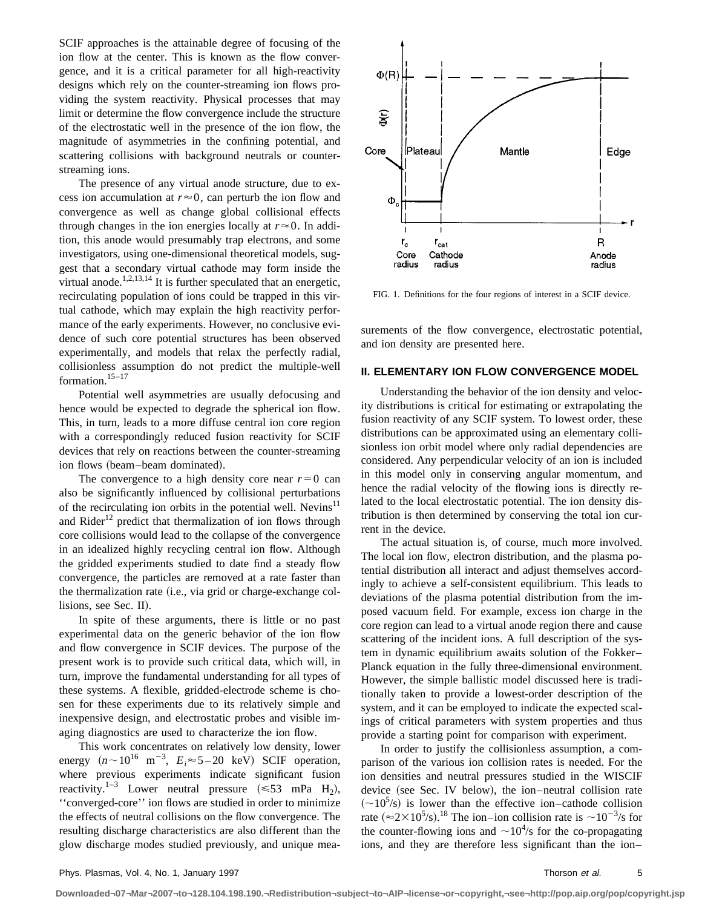SCIF approaches is the attainable degree of focusing of the ion flow at the center. This is known as the flow convergence, and it is a critical parameter for all high-reactivity designs which rely on the counter-streaming ion flows providing the system reactivity. Physical processes that may limit or determine the flow convergence include the structure of the electrostatic well in the presence of the ion flow, the magnitude of asymmetries in the confining potential, and scattering collisions with background neutrals or counter-streaming ions.

The presence of any virtual anode structure, due to excess ion accumulation at $r \approx 0$, can perturb the ion flow and convergence as well as change global collisional effects through changes in the ion energies locally at $r \approx 0$. In addition, this anode would presumably trap electrons, and some investigators, using one-dimensional theoretical models, suggest that a secondary virtual cathode may form inside the virtual anode.[1,2,13,14] It is further speculated that an energetic, recirculating population of ions could be trapped in this virtual cathode, which may explain the high reactivity performance of the early experiments. However, no conclusive evidence of such core potential structures has been observed experimentally, and models that relax the perfectly radial, collisionless assumption do not predict the multiple-well formation.[15–17]

Potential well asymmetries are usually defocusing and hence would be expected to degrade the spherical ion flow. This, in turn, leads to a more diffuse central ion core region with a correspondingly reduced fusion reactivity for SCIF devices that rely on reactions between the counter-streaming ion flows (beam–beam dominated).

The convergence to a high density core near $r=0$ can also be significantly influenced by collisional perturbations of the recirculating ion orbits in the potential well. Nevins[11] and Rider[12] predict that thermalization of ion flows through core collisions would lead to the collapse of the convergence in an idealized highly recycling central ion flow. Although the gridded experiments studied to date find a steady flow convergence, the particles are removed at a rate faster than the thermalization rate (i.e., via grid or charge-exchange collisions, see Sec. II).

In spite of these arguments, there is little or no past experimental data on the generic behavior of the ion flow and flow convergence in SCIF devices. The purpose of the present work is to provide such critical data, which will, in turn, improve the fundamental understanding for all types of these systems. A flexible, gridded-electrode scheme is chosen for these experiments due to its relatively simple and inexpensive design, and electrostatic probes and visible imaging diagnostics are used to characterize the ion flow.

This work concentrates on relatively low density, lower energy ($n \sim 10^{16}$ m$^{-3}$, $E_i \approx 5$–$20$ keV) SCIF operation, where previous experiments indicate significant fusion reactivity.[1–3] Lower neutral pressure ($\leqslant 53$ mPa $H_2$), ''converged-core'' ion flows are studied in order to minimize the effects of neutral collisions on the flow convergence. The resulting discharge characteristics are also different than the glow discharge modes studied previously, and unique measurements of the flow convergence, electrostatic potential, and ion density are presented here.

$\Phi(R)$

$\Phi(r)$

Core

Plateau

Mantle

Edge

$\Phi_c$

r

$r_c$ Core radius

$r_{cat}$ Cathode radius

R Anode radius

FIG. 1. Definitions for the four regions of interest in a SCIF device.

## II. ELEMENTARY ION FLOW CONVERGENCE MODEL

Understanding the behavior of the ion density and velocity distributions is critical for estimating or extrapolating the fusion reactivity of any SCIF system. To lowest order, these distributions can be approximated using an elementary collisionless ion orbit model where only radial dependencies are considered. Any perpendicular velocity of an ion is included in this model only in conserving angular momentum, and hence the radial velocity of the flowing ions is directly related to the local electrostatic potential. The ion density distribution is then determined by conserving the total ion current in the device.

The actual situation is, of course, much more involved. The local ion flow, electron distribution, and the plasma potential distribution all interact and adjust themselves accordingly to achieve a self-consistent equilibrium. This leads to deviations of the plasma potential distribution from the imposed vacuum field. For example, excess ion charge in the core region can lead to a virtual anode region there and cause scattering of the incident ions. A full description of the system in dynamic equilibrium awaits solution of the Fokker–Planck equation in the fully three-dimensional environment. However, the simple ballistic model discussed here is traditionally taken to provide a lowest-order description of the system, and it can be employed to indicate the expected scalings of critical parameters with system properties and thus provide a starting point for comparison with experiment.

In order to justify the collisionless assumption, a comparison of the various ion collision rates is needed. For the ion densities and neutral pressures studied in the WISCIF device (see Sec. IV below), the ion–neutral collision rate ($\sim 10^5$/s) is lower than the effective ion–cathode collision rate ($\approx 2 \times 10^5$/s).[18] The ion–ion collision rate is $\sim 10^{-3}$/s for the counter-flowing ions and $\sim 10^4$/s for the co-propagating ions, and they are therefore less significant than the ion–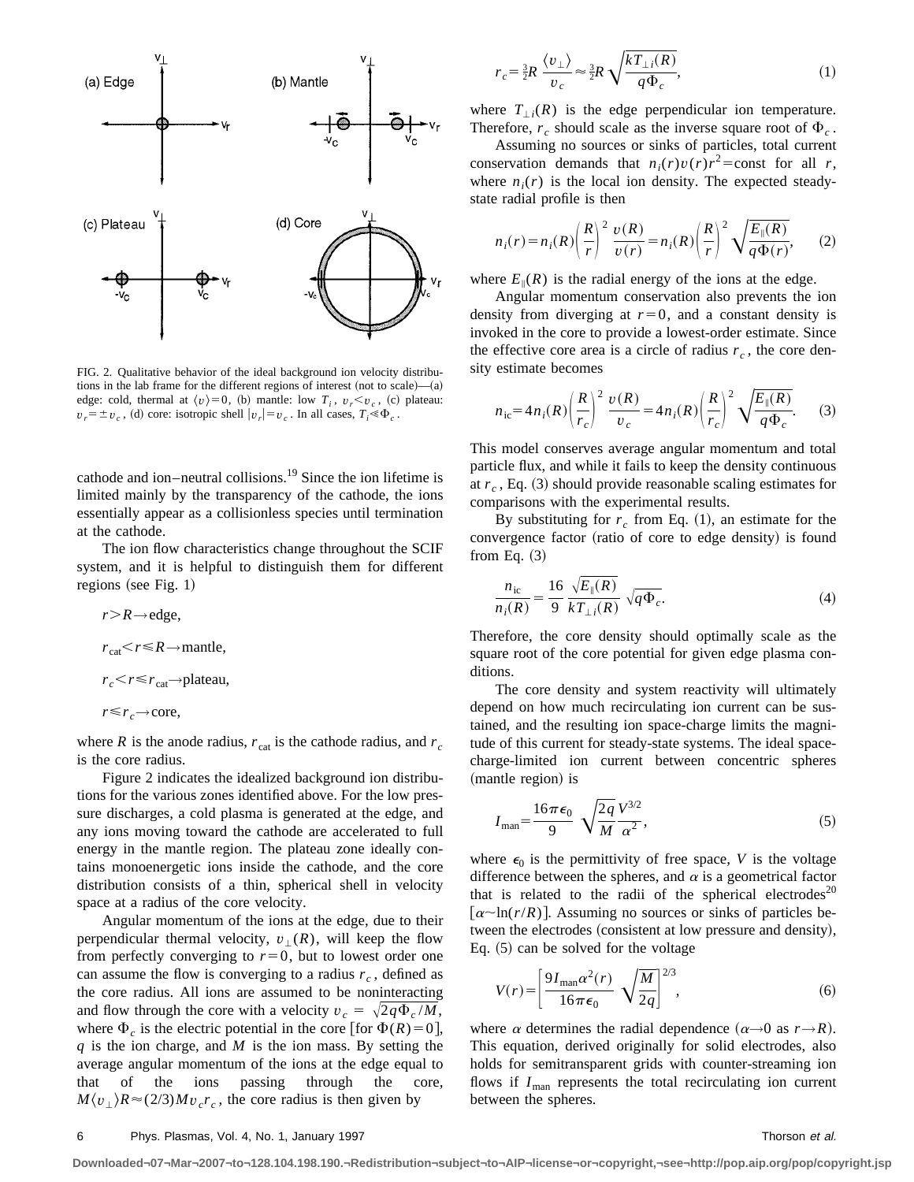FIG. 2. Qualitative behavior of the ideal background ion velocity distributions in the lab frame for the different regions of interest (not to scale)—(a) edge: cold, thermal at $\langle v \rangle = 0$, (b) mantle: low $T_i$, $v_r < v_c$, (c) plateau: $v_r = \pm v_c$, (d) core: isotropic shell $|v_r| = v_c$. In all cases, $T_i \ll \Phi_c$.

cathode and ion–neutral collisions.[19] Since the ion lifetime is limited mainly by the transparency of the cathode, the ions essentially appear as a collisionless species until termination at the cathode.

The ion flow characteristics change throughout the SCIF system, and it is helpful to distinguish them for different regions (see Fig. 1)

$r > R \rightarrow$ edge,

$r_{\text{cat}} < r \leqslant R \rightarrow$ mantle,

$r_c < r \leqslant r_{\text{cat}} \rightarrow$ plateau,

$r \leqslant r_c \rightarrow$ core,

where $R$ is the anode radius, $r_{\text{cat}}$ is the cathode radius, and $r_c$ is the core radius.

Figure 2 indicates the idealized background ion distributions for the various zones identified above. For the low pressure discharges, a cold plasma is generated at the edge, and any ions moving toward the cathode are accelerated to full energy in the mantle region. The plateau zone ideally contains monoenergetic ions inside the cathode, and the core distribution consists of a thin, spherical shell in velocity space at a radius of the core velocity.

Angular momentum of the ions at the edge, due to their perpendicular thermal velocity, $v_\perp(R)$, will keep the flow from perfectly converging to $r=0$, but to lowest order one can assume the flow is converging to a radius $r_c$, defined as the core radius. All ions are assumed to be noninteracting and flow through the core with a velocity $v_c = \sqrt{2q\Phi_c/M}$, where $\Phi_c$ is the electric potential in the core [for $\Phi(R)=0$], $q$ is the ion charge, and $M$ is the ion mass. By setting the average angular momentum of the ions at the edge equal to that of the ions passing through the core, $M\langle v_\perp \rangle R \approx (2/3) M v_c r_c$, the core radius is then given by

$$r_c = \tfrac{3}{2} R \, \frac{\langle v_\perp \rangle}{v_c} \approx \tfrac{3}{2} R \sqrt{\frac{kT_{\perp i}(R)}{q\Phi_c}}, \tag{1}$$

where $T_{\perp i}(R)$ is the edge perpendicular ion temperature. Therefore, $r_c$ should scale as the inverse square root of $\Phi_c$.

Assuming no sources or sinks of particles, total current conservation demands that $n_i(r)v(r)r^2 = \text{const}$ for all $r$, where $n_i(r)$ is the local ion density. The expected steady-state radial profile is then

$$n_i(r) = n_i(R) \left( \frac{R}{r} \right)^2 \frac{v(R)}{v(r)} = n_i(R) \left( \frac{R}{r} \right)^2 \sqrt{\frac{E_\parallel(R)}{q\Phi(r)}}, \tag{2}$$

where $E_\parallel(R)$ is the radial energy of the ions at the edge.

Angular momentum conservation also prevents the ion density from diverging at $r=0$, and a constant density is invoked in the core to provide a lowest-order estimate. Since the effective core area is a circle of radius $r_c$, the core density estimate becomes

$$n_{\text{ic}} = 4 n_i(R) \left( \frac{R}{r_c} \right)^2 \frac{v(R)}{v_c} = 4 n_i(R) \left( \frac{R}{r_c} \right)^2 \sqrt{\frac{E_\parallel(R)}{q\Phi_c}}. \tag{3}$$

This model conserves average angular momentum and total particle flux, and while it fails to keep the density continuous at $r_c$, Eq. (3) should provide reasonable scaling estimates for comparisons with the experimental results.

By substituting for $r_c$ from Eq. (1), an estimate for the convergence factor (ratio of core to edge density) is found from Eq. (3)

$$\frac{n_{\text{ic}}}{n_i(R)} = \frac{16}{9} \, \frac{\sqrt{E_\parallel(R)}}{kT_{\perp i}(R)} \, \sqrt{q\Phi_c}. \tag{4}$$

Therefore, the core density should optimally scale as the square root of the core potential for given edge plasma conditions.

The core density and system reactivity will ultimately depend on how much recirculating ion current can be sustained, and the resulting ion space-charge limits the magnitude of this current for steady-state systems. The ideal space-charge-limited ion current between concentric spheres (mantle region) is

$$I_{\text{man}} = \frac{16\pi\epsilon_0}{9} \, \sqrt{\frac{2q}{M}} \frac{V^{3/2}}{\alpha^2}, \tag{5}$$

where $\epsilon_0$ is the permittivity of free space, $V$ is the voltage difference between the spheres, and $\alpha$ is a geometrical factor that is related to the radii of the spherical electrodes[20] $[\alpha \sim \ln(r/R)]$. Assuming no sources or sinks of particles between the electrodes (consistent at low pressure and density), Eq. (5) can be solved for the voltage

$$V(r) = \left[ \frac{9 I_{\text{man}} \alpha^2(r)}{16\pi\epsilon_0} \, \sqrt{\frac{M}{2q}} \right]^{2/3}, \tag{6}$$

where $\alpha$ determines the radial dependence ($\alpha \rightarrow 0$ as $r \rightarrow R$). This equation, derived originally for solid electrodes, also holds for semitransparent grids with counter-streaming ion flows if $I_{\text{man}}$ represents the total recirculating ion current between the spheres.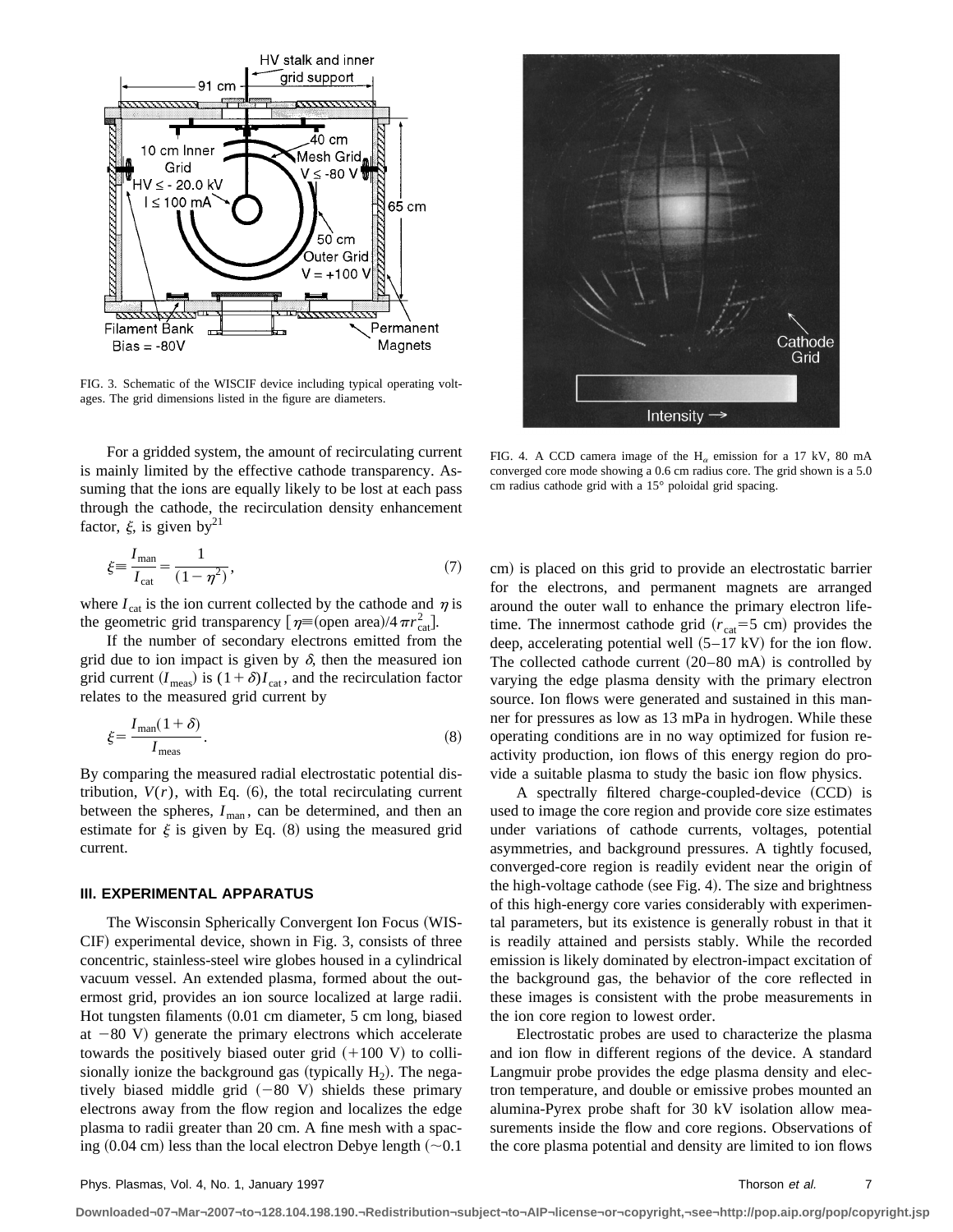FIG. 3. Schematic of the WISCIF device including typical operating voltages. The grid dimensions listed in the figure are diameters.

FIG. 4. A CCD camera image of the $H_\alpha$ emission for a 17 kV, 80 mA converged core mode showing a 0.6 cm radius core. The grid shown is a 5.0 cm radius cathode grid with a 15° poloidal grid spacing.

For a gridded system, the amount of recirculating current is mainly limited by the effective cathode transparency. Assuming that the ions are equally likely to be lost at each pass through the cathode, the recirculation density enhancement factor, $\xi$, is given by[21]

$$\xi \equiv \frac{I_{\text{man}}}{I_{\text{cat}}} = \frac{1}{(1-\eta^2)}, \tag{7}$$

where $I_{\text{cat}}$ is the ion current collected by the cathode and $\eta$ is the geometric grid transparency $[\eta \equiv (\text{open area})/4\pi r_{\text{cat}}^2]$.

If the number of secondary electrons emitted from the grid due to ion impact is given by $\delta$, then the measured ion grid current ($I_{\text{meas}}$) is $(1+\delta)I_{\text{cat}}$, and the recirculation factor relates to the measured grid current by

$$\xi = \frac{I_{\text{man}}(1+\delta)}{I_{\text{meas}}}. \tag{8}$$

By comparing the measured radial electrostatic potential distribution, $V(r)$, with Eq. (6), the total recirculating current between the spheres, $I_{\text{man}}$, can be determined, and then an estimate for $\xi$ is given by Eq. (8) using the measured grid current.

## III. EXPERIMENTAL APPARATUS

The Wisconsin Spherically Convergent Ion Focus (WISCIF) experimental device, shown in Fig. 3, consists of three concentric, stainless-steel wire globes housed in a cylindrical vacuum vessel. An extended plasma, formed about the outermost grid, provides an ion source localized at large radii. Hot tungsten filaments (0.01 cm diameter, 5 cm long, biased at −80 V) generate the primary electrons which accelerate towards the positively biased outer grid (+100 V) to collisionally ionize the background gas (typically $H_2$). The negatively biased middle grid (−80 V) shields these primary electrons away from the flow region and localizes the edge plasma to radii greater than 20 cm. A fine mesh with a spacing (0.04 cm) less than the local electron Debye length (∼0.1 cm) is placed on this grid to provide an electrostatic barrier for the electrons, and permanent magnets are arranged around the outer wall to enhance the primary electron lifetime. The innermost cathode grid ($r_{\text{cat}}$=5 cm) provides the deep, accelerating potential well (5–17 kV) for the ion flow. The collected cathode current (20–80 mA) is controlled by varying the edge plasma density with the primary electron source. Ion flows were generated and sustained in this manner for pressures as low as 13 mPa in hydrogen. While these operating conditions are in no way optimized for fusion reactivity production, ion flows of this energy region do provide a suitable plasma to study the basic ion flow physics.

A spectrally filtered charge-coupled-device (CCD) is used to image the core region and provide core size estimates under variations of cathode currents, voltages, potential asymmetries, and background pressures. A tightly focused, converged-core region is readily evident near the origin of the high-voltage cathode (see Fig. 4). The size and brightness of this high-energy core varies considerably with experimental parameters, but its existence is generally robust in that it is readily attained and persists stably. While the recorded emission is likely dominated by electron-impact excitation of the background gas, the behavior of the core reflected in these images is consistent with the probe measurements in the ion core region to lowest order.

Electrostatic probes are used to characterize the plasma and ion flow in different regions of the device. A standard Langmuir probe provides the edge plasma density and electron temperature, and double or emissive probes mounted an alumina-Pyrex probe shaft for 30 kV isolation allow measurements inside the flow and core regions. Observations of the core plasma potential and density are limited to ion flows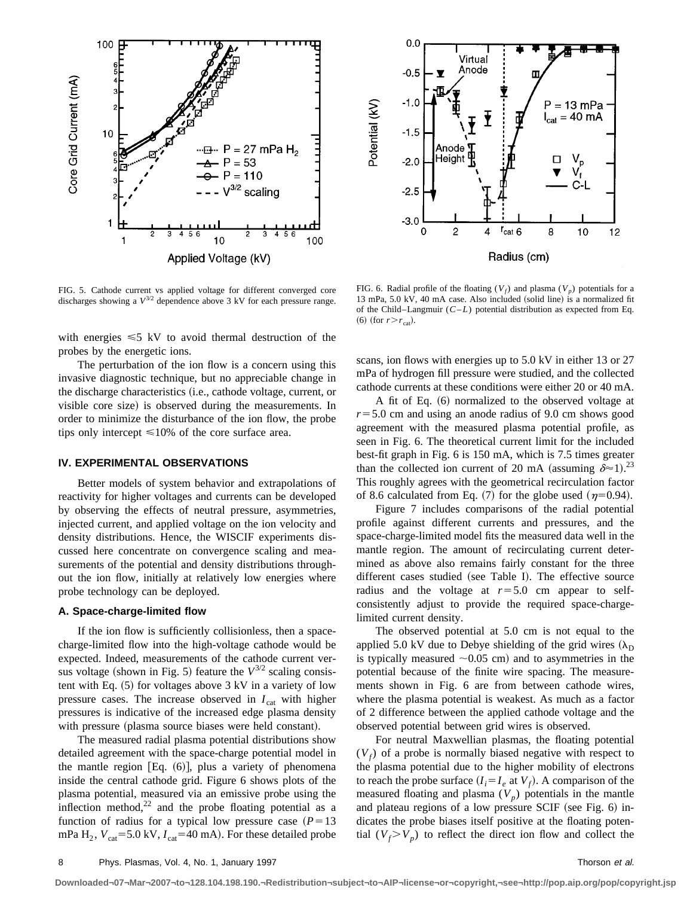FIG. 5. Cathode current vs applied voltage for different converged core discharges showing a $V^{3/2}$ dependence above 3 kV for each pressure range.

FIG. 6. Radial profile of the floating ($V_f$) and plasma ($V_p$) potentials for a 13 mPa, 5.0 kV, 40 mA case. Also included (solid line) is a normalized fit of the Child–Langmuir ($C$–$L$) potential distribution as expected from Eq. (6) (for $r > r_{\text{cat}}$).

with energies $\leq 5$ kV to avoid thermal destruction of the probes by the energetic ions.

The perturbation of the ion flow is a concern using this invasive diagnostic technique, but no appreciable change in the discharge characteristics (i.e., cathode voltage, current, or visible core size) is observed during the measurements. In order to minimize the disturbance of the ion flow, the probe tips only intercept $\leq 10\%$ of the core surface area.

## IV. EXPERIMENTAL OBSERVATIONS

Better models of system behavior and extrapolations of reactivity for higher voltages and currents can be developed by observing the effects of neutral pressure, asymmetries, injected current, and applied voltage on the ion velocity and density distributions. Hence, the WISCIF experiments discussed here concentrate on convergence scaling and measurements of the potential and density distributions throughout the ion flow, initially at relatively low energies where probe technology can be deployed.

### A. Space-charge-limited flow

If the ion flow is sufficiently collisionless, then a space-charge-limited flow into the high-voltage cathode would be expected. Indeed, measurements of the cathode current versus voltage (shown in Fig. 5) feature the $V^{3/2}$ scaling consistent with Eq. (5) for voltages above 3 kV in a variety of low pressure cases. The increase observed in $I_{\text{cat}}$ with higher pressures is indicative of the increased edge plasma density with pressure (plasma source biases were held constant).

The measured radial plasma potential distributions show detailed agreement with the space-charge potential model in the mantle region [Eq. (6)], plus a variety of phenomena inside the central cathode grid. Figure 6 shows plots of the plasma potential, measured via an emissive probe using the inflection method,[22] and the probe floating potential as a function of radius for a typical low pressure case ($P = 13$ mPa $H_2$, $V_{\text{cat}} = 5.0$ kV, $I_{\text{cat}} = 40$ mA). For these detailed probe scans, ion flows with energies up to 5.0 kV in either 13 or 27 mPa of hydrogen fill pressure were studied, and the collected cathode currents at these conditions were either 20 or 40 mA.

A fit of Eq. (6) normalized to the observed voltage at $r = 5.0$ cm and using an anode radius of 9.0 cm shows good agreement with the measured plasma potential profile, as seen in Fig. 6. The theoretical current limit for the included best-fit graph in Fig. 6 is 150 mA, which is 7.5 times greater than the collected ion current of 20 mA (assuming $\delta \approx 1$).[23] This roughly agrees with the geometrical recirculation factor of 8.6 calculated from Eq. (7) for the globe used ($\eta = 0.94$).

Figure 7 includes comparisons of the radial potential profile against different currents and pressures, and the space-charge-limited model fits the measured data well in the mantle region. The amount of recirculating current determined as above also remains fairly constant for the three different cases studied (see Table I). The effective source radius and the voltage at $r = 5.0$ cm appear to self-consistently adjust to provide the required space-charge-limited current density.

The observed potential at 5.0 cm is not equal to the applied 5.0 kV due to Debye shielding of the grid wires ($\lambda_D$ is typically measured $\sim 0.05$ cm) and to asymmetries in the potential because of the finite wire spacing. The measurements shown in Fig. 6 are from between cathode wires, where the plasma potential is weakest. As much as a factor of 2 difference between the applied cathode voltage and the observed potential between grid wires is observed.

For neutral Maxwellian plasmas, the floating potential ($V_f$) of a probe is normally biased negative with respect to the plasma potential due to the higher mobility of electrons to reach the probe surface ($I_i = I_e$ at $V_f$). A comparison of the measured floating and plasma ($V_p$) potentials in the mantle and plateau regions of a low pressure SCIF (see Fig. 6) indicates the probe biases itself positive at the floating potential ($V_f > V_p$) to reflect the direct ion flow and collect the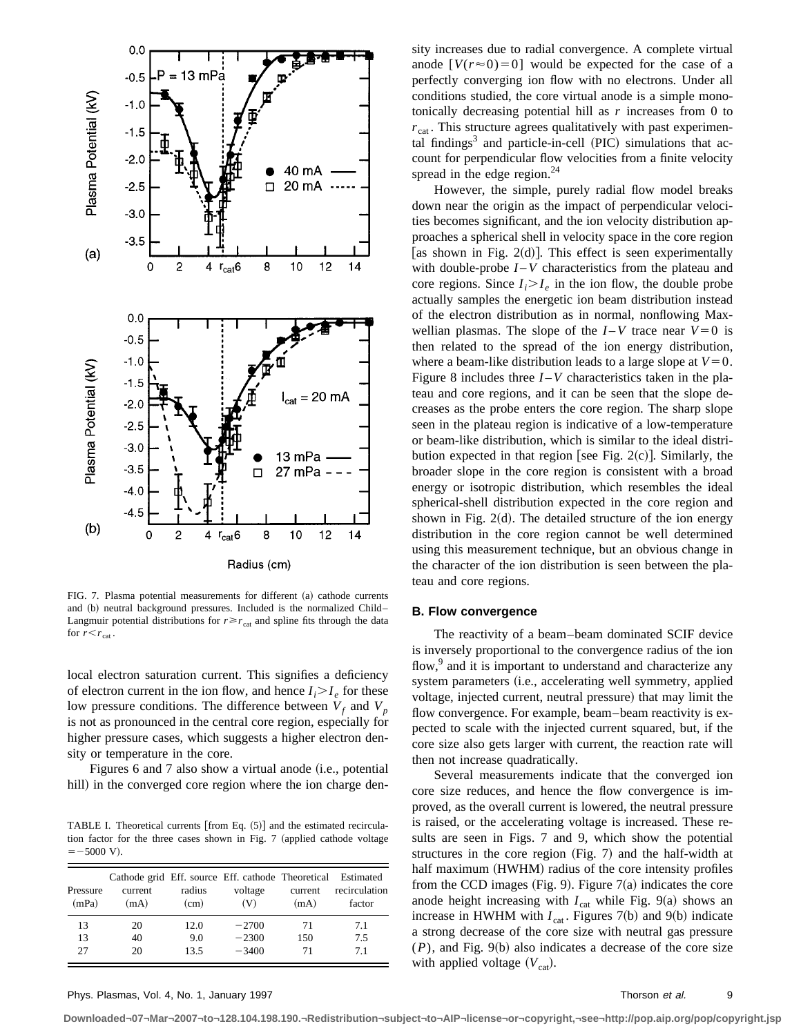FIG. 7. Plasma potential measurements for different (a) cathode currents and (b) neutral background pressures. Included is the normalized Child–Langmuir potential distributions for $r \geq r_{cat}$ and spline fits through the data for $r < r_{cat}$.

local electron saturation current. This signifies a deficiency of electron current in the ion flow, and hence $I_i > I_e$ for these low pressure conditions. The difference between $V_f$ and $V_p$ is not as pronounced in the central core region, especially for higher pressure cases, which suggests a higher electron density or temperature in the core.

Figures 6 and 7 also show a virtual anode (i.e., potential hill) in the converged core region where the ion charge density increases due to radial convergence. A complete virtual anode $[V(r \approx 0) = 0]$ would be expected for the case of a perfectly converging ion flow with no electrons. Under all conditions studied, the core virtual anode is a simple monotonically decreasing potential hill as $r$ increases from 0 to $r_{cat}$. This structure agrees qualitatively with past experimental findings[3] and particle-in-cell (PIC) simulations that account for perpendicular flow velocities from a finite velocity spread in the edge region.[24]

However, the simple, purely radial flow model breaks down near the origin as the impact of perpendicular velocities becomes significant, and the ion velocity distribution approaches a spherical shell in velocity space in the core region [as shown in Fig. 2(d)]. This effect is seen experimentally with double-probe $I$–$V$ characteristics from the plateau and core regions. Since $I_i > I_e$ in the ion flow, the double probe actually samples the energetic ion beam distribution instead of the electron distribution as in normal, nonflowing Maxwellian plasmas. The slope of the $I$–$V$ trace near $V=0$ is then related to the spread of the ion energy distribution, where a beam-like distribution leads to a large slope at $V=0$. Figure 8 includes three $I$–$V$ characteristics taken in the plateau and core regions, and it can be seen that the slope decreases as the probe enters the core region. The sharp slope seen in the plateau region is indicative of a low-temperature or beam-like distribution, which is similar to the ideal distribution expected in that region [see Fig. 2(c)]. Similarly, the broader slope in the core region is consistent with a broad energy or isotropic distribution, which resembles the ideal spherical-shell distribution expected in the core region and shown in Fig. 2(d). The detailed structure of the ion energy distribution in the core region cannot be well determined using this measurement technique, but an obvious change in the character of the ion distribution is seen between the plateau and core regions.

TABLE I. Theoretical currents [from Eq. (5)] and the estimated recirculation factor for the three cases shown in Fig. 7 (applied cathode voltage $= -5000$ V).

| Pressure (mPa) | Cathode grid current (mA) | Eff. source radius (cm) | Eff. cathode voltage (V) | Theoretical current (mA) | Estimated recirculation factor |
|---|---|---|---|---|---|
| 13 | 20 | 12.0 | −2700 | 71 | 7.1 |
| 13 | 40 | 9.0 | −2300 | 150 | 7.5 |
| 27 | 20 | 13.5 | −3400 | 71 | 7.1 |

### B. Flow convergence

The reactivity of a beam–beam dominated SCIF device is inversely proportional to the convergence radius of the ion flow,[9] and it is important to understand and characterize any system parameters (i.e., accelerating well symmetry, applied voltage, injected current, neutral pressure) that may limit the flow convergence. For example, beam–beam reactivity is expected to scale with the injected current squared, but, if the core size also gets larger with current, the reaction rate will then not increase quadratically.

Several measurements indicate that the converged ion core size reduces, and hence the flow convergence is improved, as the overall current is lowered, the neutral pressure is raised, or the accelerating voltage is increased. These results are seen in Figs. 7 and 9, which show the potential structures in the core region (Fig. 7) and the half-width at half maximum (HWHM) radius of the core intensity profiles from the CCD images (Fig. 9). Figure 7(a) indicates the core anode height increasing with $I_{cat}$ while Fig. 9(a) shows an increase in HWHM with $I_{cat}$. Figures 7(b) and 9(b) indicate a strong decrease of the core size with neutral gas pressure ($P$), and Fig. 9(b) also indicates a decrease of the core size with applied voltage ($V_{cat}$).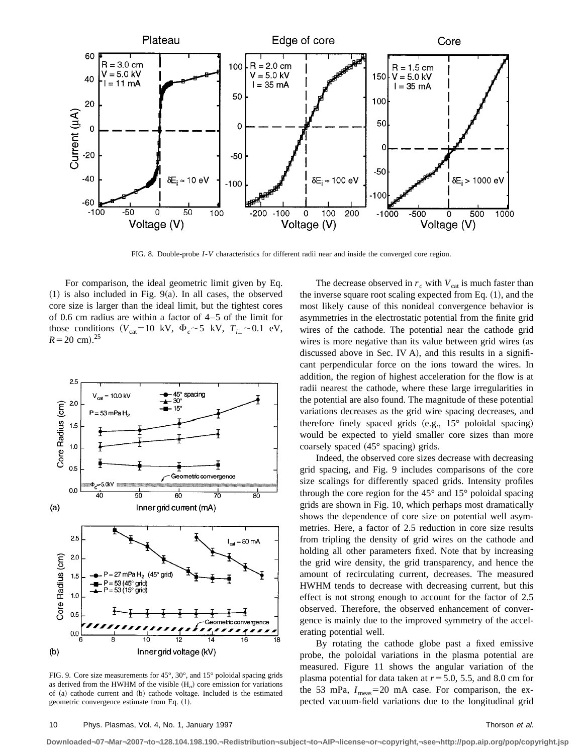FIG. 8. Double-probe $I$-$V$ characteristics for different radii near and inside the converged core region.

For comparison, the ideal geometric limit given by Eq. (1) is also included in Fig. 9(a). In all cases, the observed core size is larger than the ideal limit, but the tightest cores of 0.6 cm radius are within a factor of 4–5 of the limit for those conditions ($V_{\mathrm{cat}}=10$ kV, $\Phi_c \sim 5$ kV, $T_{i\perp} \sim 0.1$ eV, $R=20$ cm).[25]

FIG. 9. Core size measurements for 45°, 30°, and 15° poloidal spacing grids as derived from the HWHM of the visible ($H_\alpha$) core emission for variations of (a) cathode current and (b) cathode voltage. Included is the estimated geometric convergence estimate from Eq. (1).

The decrease observed in $r_c$ with $V_{\mathrm{cat}}$ is much faster than the inverse square root scaling expected from Eq. (1), and the most likely cause of this nonideal convergence behavior is asymmetries in the electrostatic potential from the finite grid wires of the cathode. The potential near the cathode grid wires is more negative than its value between grid wires (as discussed above in Sec. IV A), and this results in a significant perpendicular force on the ions toward the wires. In addition, the region of highest acceleration for the flow is at radii nearest the cathode, where these large irregularities in the potential are also found. The magnitude of these potential variations decreases as the grid wire spacing decreases, and therefore finely spaced grids (e.g., 15° poloidal spacing) would be expected to yield smaller core sizes than more coarsely spaced (45° spacing) grids.

Indeed, the observed core sizes decrease with decreasing grid spacing, and Fig. 9 includes comparisons of the core size scalings for differently spaced grids. Intensity profiles through the core region for the 45° and 15° poloidal spacing grids are shown in Fig. 10, which perhaps most dramatically shows the dependence of core size on potential well asymmetries. Here, a factor of 2.5 reduction in core size results from tripling the density of grid wires on the cathode and holding all other parameters fixed. Note that by increasing the grid wire density, the grid transparency, and hence the amount of recirculating current, decreases. The measured HWHM tends to decrease with decreasing current, but this effect is not strong enough to account for the factor of 2.5 observed. Therefore, the observed enhancement of convergence is mainly due to the improved symmetry of the accelerating potential well.

By rotating the cathode globe past a fixed emissive probe, the poloidal variations in the plasma potential are measured. Figure 11 shows the angular variation of the plasma potential for data taken at $r=5.0$, 5.5, and 8.0 cm for the 53 mPa, $I_{\mathrm{meas}}=20$ mA case. For comparison, the expected vacuum-field variations due to the longitudinal grid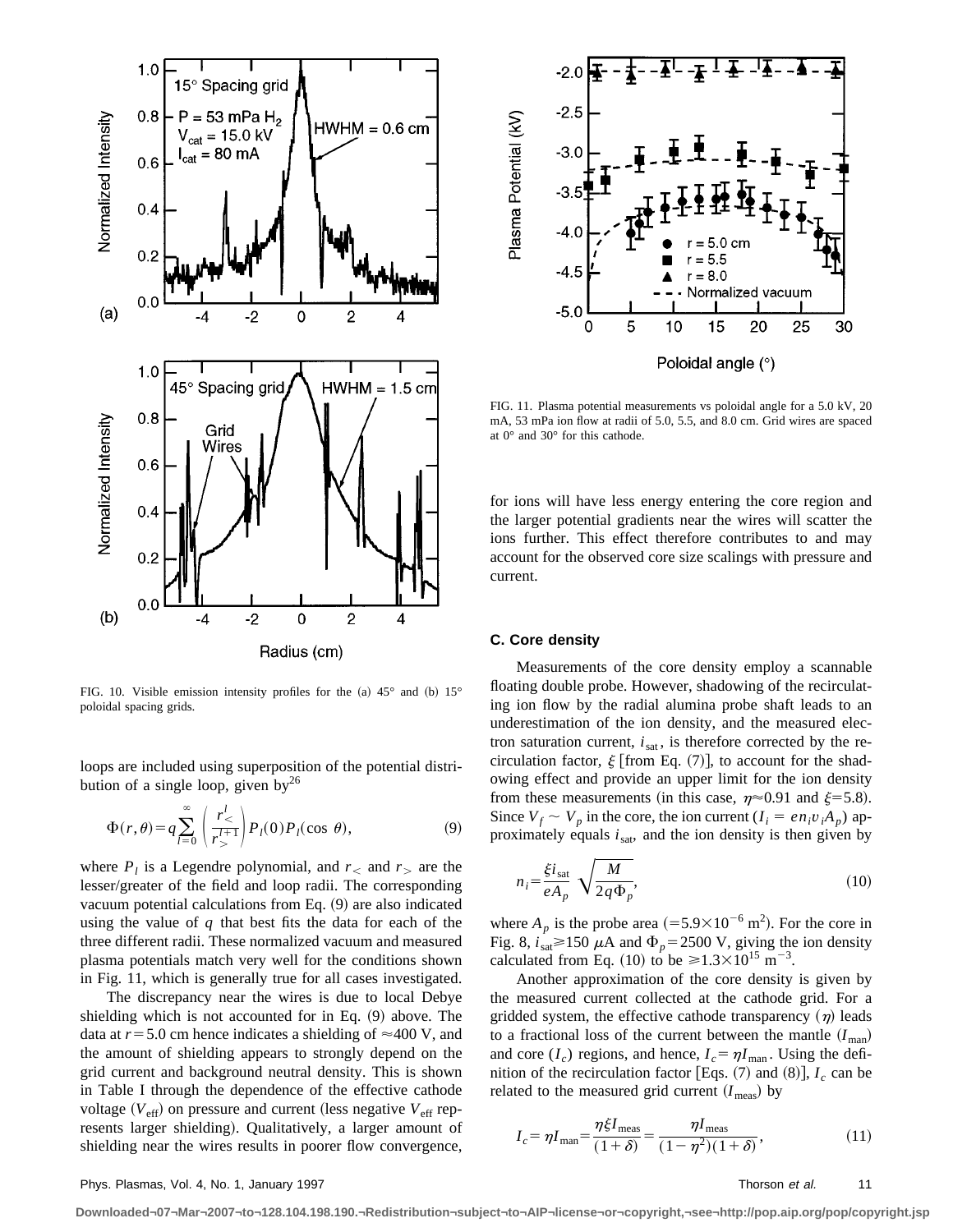FIG. 10. Visible emission intensity profiles for the (a) 45° and (b) 15° poloidal spacing grids.

FIG. 11. Plasma potential measurements vs poloidal angle for a 5.0 kV, 20 mA, 53 mPa ion flow at radii of 5.0, 5.5, and 8.0 cm. Grid wires are spaced at 0° and 30° for this cathode.

loops are included using superposition of the potential distribution of a single loop, given by[26]

$$\Phi(r,\theta)=q\sum_{l=0}^{\infty}\left(\frac{r_<^l}{r_>^{l+1}}\right)P_l(0)P_l(\cos\,\theta), \tag{9}$$

where $P_l$ is a Legendre polynomial, and $r_<$ and $r_>$ are the lesser/greater of the field and loop radii. The corresponding vacuum potential calculations from Eq. (9) are also indicated using the value of $q$ that best fits the data for each of the three different radii. These normalized vacuum and measured plasma potentials match very well for the conditions shown in Fig. 11, which is generally true for all cases investigated.

The discrepancy near the wires is due to local Debye shielding which is not accounted for in Eq. (9) above. The data at $r=5.0$ cm hence indicates a shielding of $\approx$400 V, and the amount of shielding appears to strongly depend on the grid current and background neutral density. This is shown in Table I through the dependence of the effective cathode voltage ($V_{\text{eff}}$) on pressure and current (less negative $V_{\text{eff}}$ represents larger shielding). Qualitatively, a larger amount of shielding near the wires results in poorer flow convergence, for ions will have less energy entering the core region and the larger potential gradients near the wires will scatter the ions further. This effect therefore contributes to and may account for the observed core size scalings with pressure and current.

### C. Core density

Measurements of the core density employ a scannable floating double probe. However, shadowing of the recirculating ion flow by the radial alumina probe shaft leads to an underestimation of the ion density, and the measured electron saturation current, $i_{\text{sat}}$, is therefore corrected by the recirculation factor, $\xi$ [from Eq. (7)], to account for the shadowing effect and provide an upper limit for the ion density from these measurements (in this case, $\eta\approx0.91$ and $\xi=5.8$). Since $V_f\sim V_p$ in the core, the ion current ($I_i=en_iv_iA_p$) approximately equals $i_{\text{sat}}$, and the ion density is then given by

$$n_i=\frac{\xi i_{\text{sat}}}{eA_p}\sqrt{\frac{M}{2q\Phi_p}}, \tag{10}$$

where $A_p$ is the probe area ($=5.9\times10^{-6}$ m$^2$). For the core in Fig. 8, $i_{\text{sat}}\geqslant150$ $\mu$A and $\Phi_p=2500$ V, giving the ion density calculated from Eq. (10) to be $\geqslant1.3\times10^{15}$ m$^{-3}$.

Another approximation of the core density is given by the measured current collected at the cathode grid. For a gridded system, the effective cathode transparency ($\eta$) leads to a fractional loss of the current between the mantle ($I_{\text{man}}$) and core ($I_c$) regions, and hence, $I_c=\eta I_{\text{man}}$. Using the definition of the recirculation factor [Eqs. (7) and (8)], $I_c$ can be related to the measured grid current ($I_{\text{meas}}$) by

$$I_c=\eta I_{\text{man}}=\frac{\eta\xi I_{\text{meas}}}{(1+\delta)}=\frac{\eta I_{\text{meas}}}{(1-\eta^2)(1+\delta)}, \tag{11}$$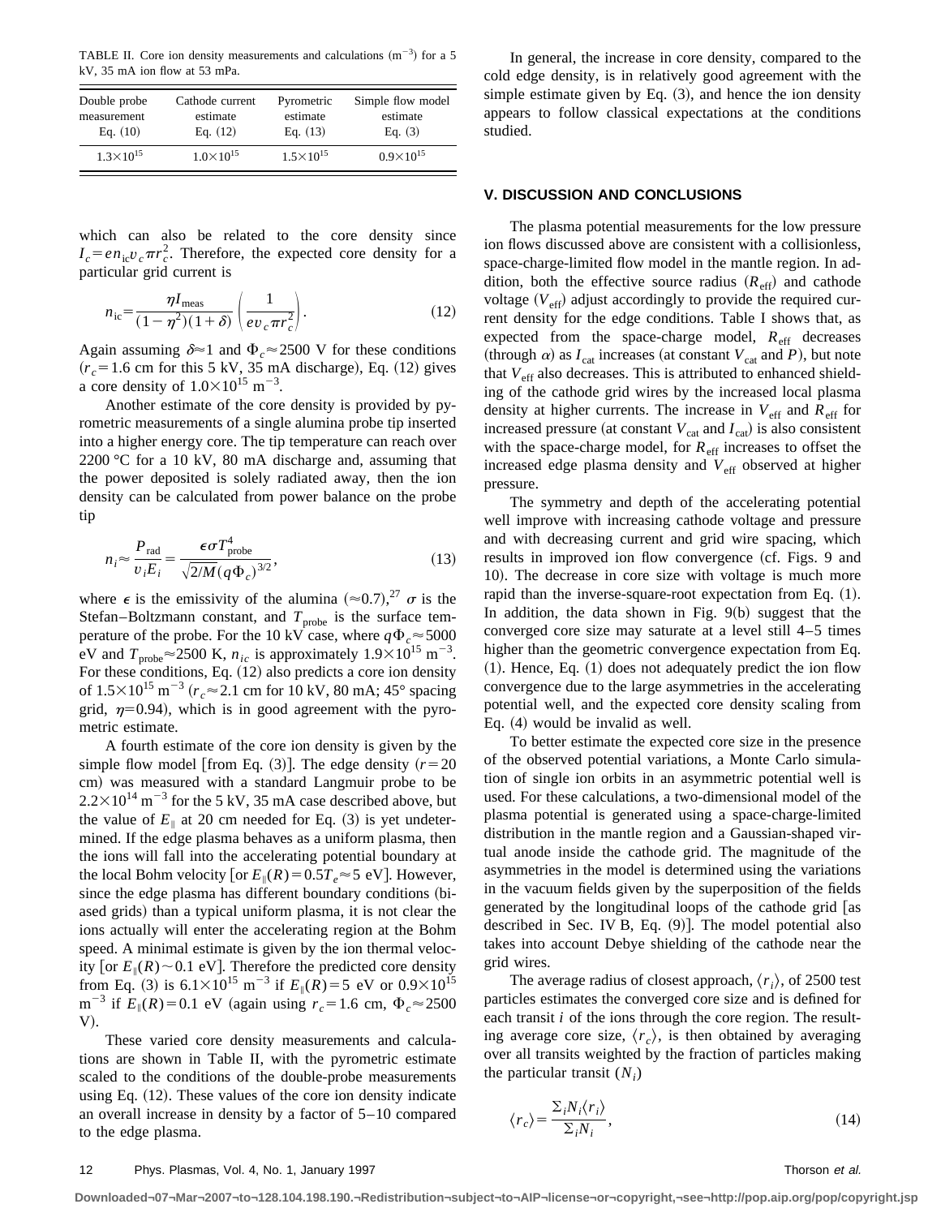TABLE II. Core ion density measurements and calculations ($m^{-3}$) for a 5 kV, 35 mA ion flow at 53 mPa.

| Double probe measurement Eq. (10) | Cathode current estimate Eq. (12) | Pyrometric estimate Eq. (13) | Simple flow model estimate Eq. (3) |
|---|---|---|---|
| $1.3\times10^{15}$ | $1.0\times10^{15}$ | $1.5\times10^{15}$ | $0.9\times10^{15}$ |

which can also be related to the core density since $I_c = e n_{ic} v_c \pi r_c^2$. Therefore, the expected core density for a particular grid current is

$$n_{ic} = \frac{\eta I_{\text{meas}}}{(1-\eta^2)(1+\delta)} \left( \frac{1}{e v_c \pi r_c^2} \right). \tag{12}$$

Again assuming $\delta \approx 1$ and $\Phi_c \approx 2500$ V for these conditions ($r_c = 1.6$ cm for this 5 kV, 35 mA discharge), Eq. (12) gives a core density of $1.0\times10^{15}$ $m^{-3}$.

Another estimate of the core density is provided by pyrometric measurements of a single alumina probe tip inserted into a higher energy core. The tip temperature can reach over 2200 °C for a 10 kV, 80 mA discharge and, assuming that the power deposited is solely radiated away, then the ion density can be calculated from power balance on the probe tip

$$n_i \approx \frac{P_{\text{rad}}}{v_i E_i} = \frac{\epsilon \sigma T_{\text{probe}}^4}{\sqrt{2/M}(q\Phi_c)^{3/2}}, \tag{13}$$

where $\epsilon$ is the emissivity of the alumina ($\approx 0.7$),[27] $\sigma$ is the Stefan–Boltzmann constant, and $T_{\text{probe}}$ is the surface temperature of the probe. For the 10 kV case, where $q\Phi_c \approx 5000$ eV and $T_{\text{probe}} \approx 2500$ K, $n_{ic}$ is approximately $1.9\times10^{15}$ $m^{-3}$. For these conditions, Eq. (12) also predicts a core ion density of $1.5\times10^{15}$ $m^{-3}$ ($r_c \approx 2.1$ cm for 10 kV, 80 mA; 45° spacing grid, $\eta = 0.94$), which is in good agreement with the pyrometric estimate.

A fourth estimate of the core ion density is given by the simple flow model [from Eq. (3)]. The edge density ($r = 20$ cm) was measured with a standard Langmuir probe to be $2.2\times10^{14}$ $m^{-3}$ for the 5 kV, 35 mA case described above, but the value of $E_\parallel$ at 20 cm needed for Eq. (3) is yet undetermined. If the edge plasma behaves as a uniform plasma, then the ions will fall into the accelerating potential boundary at the local Bohm velocity [or $E_\parallel(R) = 0.5T_e \approx 5$ eV]. However, since the edge plasma has different boundary conditions (biased grids) than a typical uniform plasma, it is not clear the ions actually will enter the accelerating region at the Bohm speed. A minimal estimate is given by the ion thermal velocity [or $E_\parallel(R) \sim 0.1$ eV]. Therefore the predicted core density from Eq. (3) is $6.1\times10^{15}$ $m^{-3}$ if $E_\parallel(R) = 5$ eV or $0.9\times10^{15}$ $m^{-3}$ if $E_\parallel(R) = 0.1$ eV (again using $r_c = 1.6$ cm, $\Phi_c \approx 2500$ V).

These varied core density measurements and calculations are shown in Table II, with the pyrometric estimate scaled to the conditions of the double-probe measurements using Eq. (12). These values of the core ion density indicate an overall increase in density by a factor of 5–10 compared to the edge plasma.

In general, the increase in core density, compared to the cold edge density, is in relatively good agreement with the simple estimate given by Eq. (3), and hence the ion density appears to follow classical expectations at the conditions studied.

## V. DISCUSSION AND CONCLUSIONS

The plasma potential measurements for the low pressure ion flows discussed above are consistent with a collisionless, space-charge-limited flow model in the mantle region. In addition, both the effective source radius ($R_{\text{eff}}$) and cathode voltage ($V_{\text{eff}}$) adjust accordingly to provide the required current density for the edge conditions. Table I shows that, as expected from the space-charge model, $R_{\text{eff}}$ decreases (through $\alpha$) as $I_{\text{cat}}$ increases (at constant $V_{\text{cat}}$ and $P$), but note that $V_{\text{eff}}$ also decreases. This is attributed to enhanced shielding of the cathode grid wires by the increased local plasma density at higher currents. The increase in $V_{\text{eff}}$ and $R_{\text{eff}}$ for increased pressure (at constant $V_{\text{cat}}$ and $I_{\text{cat}}$) is also consistent with the space-charge model, for $R_{\text{eff}}$ increases to offset the increased edge plasma density and $V_{\text{eff}}$ observed at higher pressure.

The symmetry and depth of the accelerating potential well improve with increasing cathode voltage and pressure and with decreasing current and grid wire spacing, which results in improved ion flow convergence (cf. Figs. 9 and 10). The decrease in core size with voltage is much more rapid than the inverse-square-root expectation from Eq. (1). In addition, the data shown in Fig. 9(b) suggest that the converged core size may saturate at a level still 4–5 times higher than the geometric convergence expectation from Eq. (1). Hence, Eq. (1) does not adequately predict the ion flow convergence due to the large asymmetries in the accelerating potential well, and the expected core density scaling from Eq. (4) would be invalid as well.

To better estimate the expected core size in the presence of the observed potential variations, a Monte Carlo simulation of single ion orbits in an asymmetric potential well is used. For these calculations, a two-dimensional model of the plasma potential is generated using a space-charge-limited distribution in the mantle region and a Gaussian-shaped virtual anode inside the cathode grid. The magnitude of the asymmetries in the model is determined using the variations in the vacuum fields given by the superposition of the fields generated by the longitudinal loops of the cathode grid [as described in Sec. IV B, Eq. (9)]. The model potential also takes into account Debye shielding of the cathode near the grid wires.

The average radius of closest approach, $\langle r_i \rangle$, of 2500 test particles estimates the converged core size and is defined for each transit $i$ of the ions through the core region. The resulting average core size, $\langle r_c \rangle$, is then obtained by averaging over all transits weighted by the fraction of particles making the particular transit ($N_i$)

$$\langle r_c \rangle = \frac{\Sigma_i N_i \langle r_i \rangle}{\Sigma_i N_i}, \tag{14}$$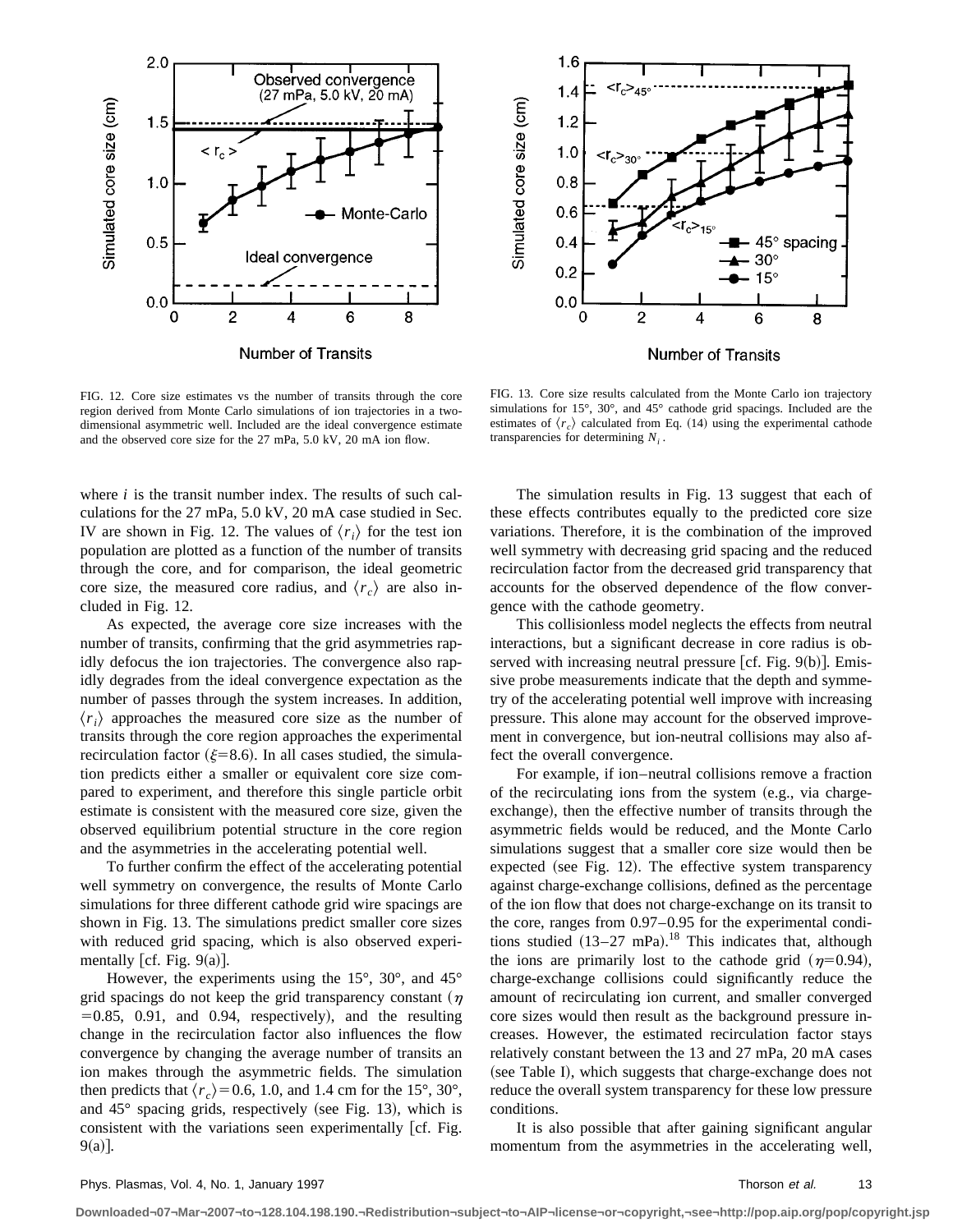FIG. 12. Core size estimates vs the number of transits through the core region derived from Monte Carlo simulations of ion trajectories in a two-dimensional asymmetric well. Included are the ideal convergence estimate and the observed core size for the 27 mPa, 5.0 kV, 20 mA ion flow.

FIG. 13. Core size results calculated from the Monte Carlo ion trajectory simulations for 15°, 30°, and 45° cathode grid spacings. Included are the estimates of $\langle r_c \rangle$ calculated from Eq. (14) using the experimental cathode transparencies for determining $N_i$.

where $i$ is the transit number index. The results of such calculations for the 27 mPa, 5.0 kV, 20 mA case studied in Sec. IV are shown in Fig. 12. The values of $\langle r_i \rangle$ for the test ion population are plotted as a function of the number of transits through the core, and for comparison, the ideal geometric core size, the measured core radius, and $\langle r_c \rangle$ are also included in Fig. 12.

As expected, the average core size increases with the number of transits, confirming that the grid asymmetries rapidly defocus the ion trajectories. The convergence also rapidly degrades from the ideal convergence expectation as the number of passes through the system increases. In addition, $\langle r_i \rangle$ approaches the measured core size as the number of transits through the core region approaches the experimental recirculation factor ($\xi$=8.6). In all cases studied, the simulation predicts either a smaller or equivalent core size compared to experiment, and therefore this single particle orbit estimate is consistent with the measured core size, given the observed equilibrium potential structure in the core region and the asymmetries in the accelerating potential well.

To further confirm the effect of the accelerating potential well symmetry on convergence, the results of Monte Carlo simulations for three different cathode grid wire spacings are shown in Fig. 13. The simulations predict smaller core sizes with reduced grid spacing, which is also observed experimentally [cf. Fig. 9(a)].

However, the experiments using the 15°, 30°, and 45° grid spacings do not keep the grid transparency constant ($\eta$ =0.85, 0.91, and 0.94, respectively), and the resulting change in the recirculation factor also influences the flow convergence by changing the average number of transits an ion makes through the asymmetric fields. The simulation then predicts that $\langle r_c \rangle$=0.6, 1.0, and 1.4 cm for the 15°, 30°, and 45° spacing grids, respectively (see Fig. 13), which is consistent with the variations seen experimentally [cf. Fig. 9(a)].

The simulation results in Fig. 13 suggest that each of these effects contributes equally to the predicted core size variations. Therefore, it is the combination of the improved well symmetry with decreasing grid spacing and the reduced recirculation factor from the decreased grid transparency that accounts for the observed dependence of the flow convergence with the cathode geometry.

This collisionless model neglects the effects from neutral interactions, but a significant decrease in core radius is observed with increasing neutral pressure [cf. Fig. 9(b)]. Emissive probe measurements indicate that the depth and symmetry of the accelerating potential well improve with increasing pressure. This alone may account for the observed improvement in convergence, but ion-neutral collisions may also affect the overall convergence.

For example, if ion–neutral collisions remove a fraction of the recirculating ions from the system (e.g., via charge-exchange), then the effective number of transits through the asymmetric fields would be reduced, and the Monte Carlo simulations suggest that a smaller core size would then be expected (see Fig. 12). The effective system transparency against charge-exchange collisions, defined as the percentage of the ion flow that does not charge-exchange on its transit to the core, ranges from 0.97–0.95 for the experimental conditions studied (13–27 mPa).[18] This indicates that, although the ions are primarily lost to the cathode grid ($\eta$=0.94), charge-exchange collisions could significantly reduce the amount of recirculating ion current, and smaller converged core sizes would then result as the background pressure increases. However, the estimated recirculation factor stays relatively constant between the 13 and 27 mPa, 20 mA cases (see Table I), which suggests that charge-exchange does not reduce the overall system transparency for these low pressure conditions.

It is also possible that after gaining significant angular momentum from the asymmetries in the accelerating well,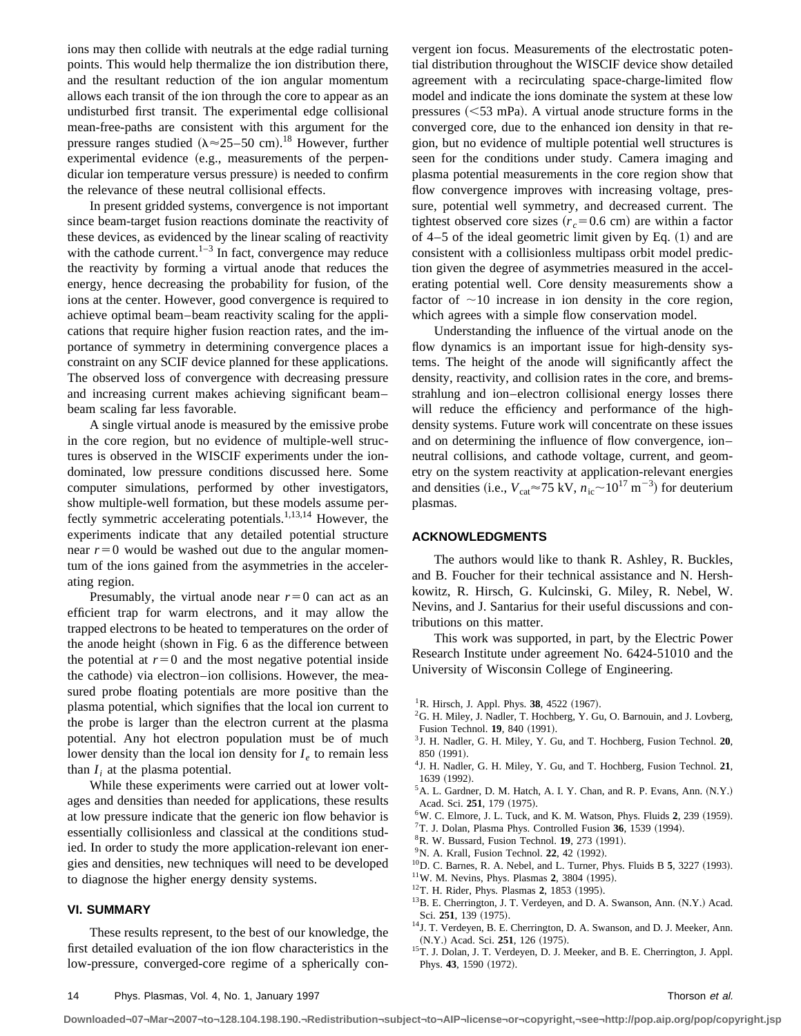ions may then collide with neutrals at the edge radial turning points. This would help thermalize the ion distribution there, and the resultant reduction of the ion angular momentum allows each transit of the ion through the core to appear as an undisturbed first transit. The experimental edge collisional mean-free-paths are consistent with this argument for the pressure ranges studied ($\lambda \approx 25$–$50$ cm).[18] However, further experimental evidence (e.g., measurements of the perpendicular ion temperature versus pressure) is needed to confirm the relevance of these neutral collisional effects.

In present gridded systems, convergence is not important since beam-target fusion reactions dominate the reactivity of these devices, as evidenced by the linear scaling of reactivity with the cathode current.[1–3] In fact, convergence may reduce the reactivity by forming a virtual anode that reduces the energy, hence decreasing the probability for fusion, of the ions at the center. However, good convergence is required to achieve optimal beam–beam reactivity scaling for the applications that require higher fusion reaction rates, and the importance of symmetry in determining convergence places a constraint on any SCIF device planned for these applications. The observed loss of convergence with decreasing pressure and increasing current makes achieving significant beam–beam scaling far less favorable.

A single virtual anode is measured by the emissive probe in the core region, but no evidence of multiple-well structures is observed in the WISCIF experiments under the ion-dominated, low pressure conditions discussed here. Some computer simulations, performed by other investigators, show multiple-well formation, but these models assume perfectly symmetric accelerating potentials.[1,13,14] However, the experiments indicate that any detailed potential structure near $r=0$ would be washed out due to the angular momentum of the ions gained from the asymmetries in the accelerating region.

Presumably, the virtual anode near $r=0$ can act as an efficient trap for warm electrons, and it may allow the trapped electrons to be heated to temperatures on the order of the anode height (shown in Fig. 6 as the difference between the potential at $r=0$ and the most negative potential inside the cathode) via electron–ion collisions. However, the measured probe floating potentials are more positive than the plasma potential, which signifies that the local ion current to the probe is larger than the electron current at the plasma potential. Any hot electron population must be of much lower density than the local ion density for $I_e$ to remain less than $I_i$ at the plasma potential.

While these experiments were carried out at lower voltages and densities than needed for applications, these results at low pressure indicate that the generic ion flow behavior is essentially collisionless and classical at the conditions studied. In order to study the more application-relevant ion energies and densities, new techniques will need to be developed to diagnose the higher energy density systems.

## VI. SUMMARY

These results represent, to the best of our knowledge, the first detailed evaluation of the ion flow characteristics in the low-pressure, converged-core regime of a spherically convergent ion focus. Measurements of the electrostatic potential distribution throughout the WISCIF device show detailed agreement with a recirculating space-charge-limited flow model and indicate the ions dominate the system at these low pressures ($<53$ mPa). A virtual anode structure forms in the converged core, due to the enhanced ion density in that region, but no evidence of multiple potential well structures is seen for the conditions under study. Camera imaging and plasma potential measurements in the core region show that flow convergence improves with increasing voltage, pressure, potential well symmetry, and decreased current. The tightest observed core sizes ($r_c=0.6$ cm) are within a factor of 4–5 of the ideal geometric limit given by Eq. (1) and are consistent with a collisionless multipass orbit model prediction given the degree of asymmetries measured in the accelerating potential well. Core density measurements show a factor of $\sim 10$ increase in ion density in the core region, which agrees with a simple flow conservation model.

Understanding the influence of the virtual anode on the flow dynamics is an important issue for high-density systems. The height of the anode will significantly affect the density, reactivity, and collision rates in the core, and bremsstrahlung and ion–electron collisional energy losses there will reduce the efficiency and performance of the high-density systems. Future work will concentrate on these issues and on determining the influence of flow convergence, ion–neutral collisions, and cathode voltage, current, and geometry on the system reactivity at application-relevant energies and densities (i.e., $V_{\text{cat}} \approx 75$ kV, $n_{\text{ic}} \sim 10^{17}$ m$^{-3}$) for deuterium plasmas.

## ACKNOWLEDGMENTS

The authors would like to thank R. Ashley, R. Buckles, and B. Foucher for their technical assistance and N. Hershkowitz, R. Hirsch, G. Kulcinski, G. Miley, R. Nebel, W. Nevins, and J. Santarius for their useful discussions and contributions on this matter.

This work was supported, in part, by the Electric Power Research Institute under agreement No. 6424-51010 and the University of Wisconsin College of Engineering.

[1] R. Hirsch, J. Appl. Phys. **38**, 4522 (1967).
[2] G. H. Miley, J. Nadler, T. Hochberg, Y. Gu, O. Barnouin, and J. Lovberg, Fusion Technol. **19**, 840 (1991).
[3] J. H. Nadler, G. H. Miley, Y. Gu, and T. Hochberg, Fusion Technol. **20**, 850 (1991).
[4] J. H. Nadler, G. H. Miley, Y. Gu, and T. Hochberg, Fusion Technol. **21**, 1639 (1992).
[5] A. L. Gardner, D. M. Hatch, A. I. Y. Chan, and R. P. Evans, Ann. (N.Y.) Acad. Sci. **251**, 179 (1975).
[6] W. C. Elmore, J. L. Tuck, and K. M. Watson, Phys. Fluids **2**, 239 (1959).
[7] T. J. Dolan, Plasma Phys. Controlled Fusion **36**, 1539 (1994).
[8] R. W. Bussard, Fusion Technol. **19**, 273 (1991).
[9] N. A. Krall, Fusion Technol. **22**, 42 (1992).
[10] D. C. Barnes, R. A. Nebel, and L. Turner, Phys. Fluids B **5**, 3227 (1993).
[11] W. M. Nevins, Phys. Plasmas **2**, 3804 (1995).
[12] T. H. Rider, Phys. Plasmas **2**, 1853 (1995).
[13] B. E. Cherrington, J. T. Verdeyen, and D. A. Swanson, Ann. (N.Y.) Acad. Sci. **251**, 139 (1975).
[14] J. T. Verdeyen, B. E. Cherrington, D. A. Swanson, and D. J. Meeker, Ann. (N.Y.) Acad. Sci. **251**, 126 (1975).
[15] T. J. Dolan, J. T. Verdeyen, D. J. Meeker, and B. E. Cherrington, J. Appl. Phys. **43**, 1590 (1972).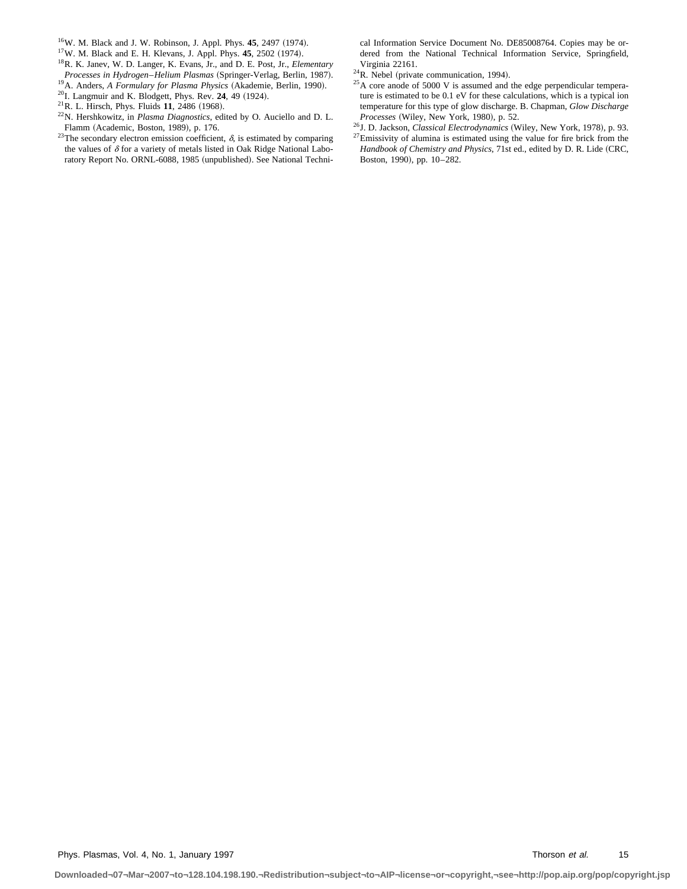[16] W. M. Black and J. W. Robinson, J. Appl. Phys. **45**, 2497 (1974).

[17] W. M. Black and E. H. Klevans, J. Appl. Phys. **45**, 2502 (1974).

[18] R. K. Janev, W. D. Langer, K. Evans, Jr., and D. E. Post, Jr., *Elementary Processes in Hydrogen–Helium Plasmas* (Springer-Verlag, Berlin, 1987).

[19] A. Anders, *A Formulary for Plasma Physics* (Akademie, Berlin, 1990).

[20] I. Langmuir and K. Blodgett, Phys. Rev. **24**, 49 (1924).

[21] R. L. Hirsch, Phys. Fluids **11**, 2486 (1968).

[22] N. Hershkowitz, in *Plasma Diagnostics*, edited by O. Auciello and D. L. Flamm (Academic, Boston, 1989), p. 176.

[23] The secondary electron emission coefficient, $\delta$, is estimated by comparing the values of $\delta$ for a variety of metals listed in Oak Ridge National Laboratory Report No. ORNL-6088, 1985 (unpublished). See National Technical Information Service Document No. DE85008764. Copies may be ordered from the National Technical Information Service, Springfield, Virginia 22161.

[24] R. Nebel (private communication, 1994).

[25] A core anode of 5000 V is assumed and the edge perpendicular temperature is estimated to be 0.1 eV for these calculations, which is a typical ion temperature for this type of glow discharge. B. Chapman, *Glow Discharge Processes* (Wiley, New York, 1980), p. 52.

[26] J. D. Jackson, *Classical Electrodynamics* (Wiley, New York, 1978), p. 93.

[27] Emissivity of alumina is estimated using the value for fire brick from the *Handbook of Chemistry and Physics*, 71st ed., edited by D. R. Lide (CRC, Boston, 1990), pp. 10–282.